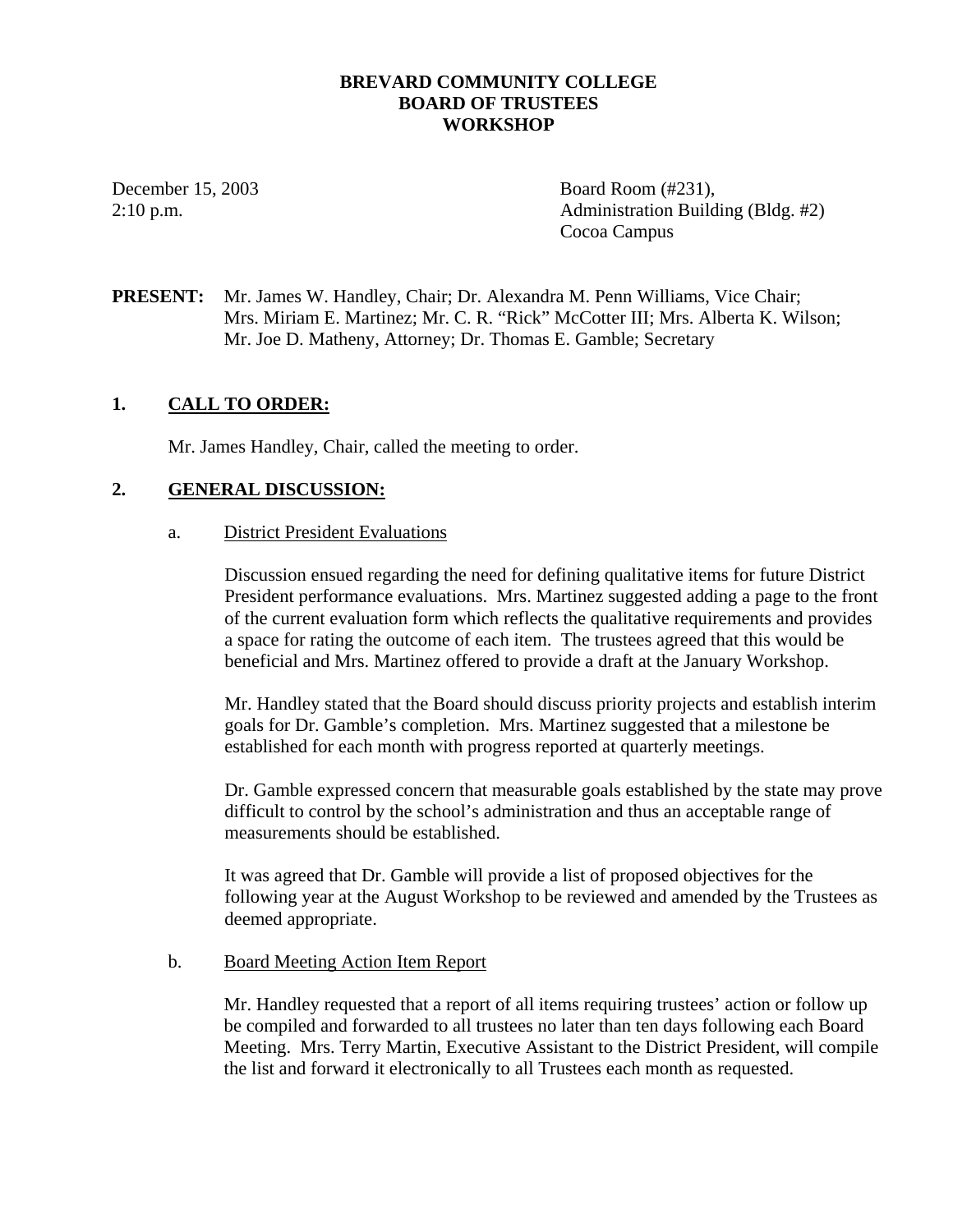# BREVARD COMMUNITY COLLEGE
# BOARD OF TRUSTEES
# WORKSHOP

December 15, 2003
2:10 p.m.

Board Room (#231),
Administration Building (Bldg. #2)
Cocoa Campus

**PRESENT:** Mr. James W. Handley, Chair; Dr. Alexandra M. Penn Williams, Vice Chair; Mrs. Miriam E. Martinez; Mr. C. R. "Rick" McCotter III; Mrs. Alberta K. Wilson; Mr. Joe D. Matheny, Attorney; Dr. Thomas E. Gamble; Secretary

## 1. CALL TO ORDER:

Mr. James Handley, Chair, called the meeting to order.

## 2. GENERAL DISCUSSION:

### a. District President Evaluations

Discussion ensued regarding the need for defining qualitative items for future District President performance evaluations. Mrs. Martinez suggested adding a page to the front of the current evaluation form which reflects the qualitative requirements and provides a space for rating the outcome of each item. The trustees agreed that this would be beneficial and Mrs. Martinez offered to provide a draft at the January Workshop.

Mr. Handley stated that the Board should discuss priority projects and establish interim goals for Dr. Gamble's completion. Mrs. Martinez suggested that a milestone be established for each month with progress reported at quarterly meetings.

Dr. Gamble expressed concern that measurable goals established by the state may prove difficult to control by the school's administration and thus an acceptable range of measurements should be established.

It was agreed that Dr. Gamble will provide a list of proposed objectives for the following year at the August Workshop to be reviewed and amended by the Trustees as deemed appropriate.

### b. Board Meeting Action Item Report

Mr. Handley requested that a report of all items requiring trustees' action or follow up be compiled and forwarded to all trustees no later than ten days following each Board Meeting. Mrs. Terry Martin, Executive Assistant to the District President, will compile the list and forward it electronically to all Trustees each month as requested.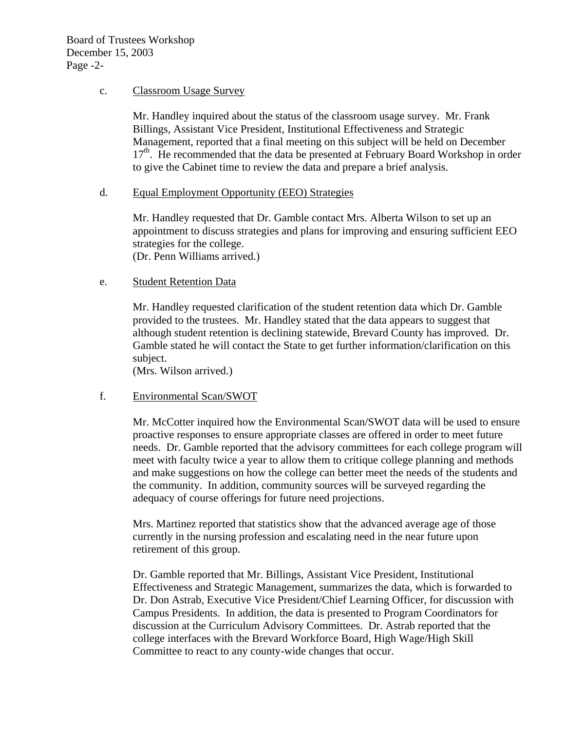c. <u>Classroom Usage Survey</u>

Mr. Handley inquired about the status of the classroom usage survey. Mr. Frank Billings, Assistant Vice President, Institutional Effectiveness and Strategic Management, reported that a final meeting on this subject will be held on December 17th. He recommended that the data be presented at February Board Workshop in order to give the Cabinet time to review the data and prepare a brief analysis.

d. <u>Equal Employment Opportunity (EEO) Strategies</u>

Mr. Handley requested that Dr. Gamble contact Mrs. Alberta Wilson to set up an appointment to discuss strategies and plans for improving and ensuring sufficient EEO strategies for the college.
(Dr. Penn Williams arrived.)

e. <u>Student Retention Data</u>

Mr. Handley requested clarification of the student retention data which Dr. Gamble provided to the trustees. Mr. Handley stated that the data appears to suggest that although student retention is declining statewide, Brevard County has improved. Dr. Gamble stated he will contact the State to get further information/clarification on this subject.
(Mrs. Wilson arrived.)

f. <u>Environmental Scan/SWOT</u>

Mr. McCotter inquired how the Environmental Scan/SWOT data will be used to ensure proactive responses to ensure appropriate classes are offered in order to meet future needs. Dr. Gamble reported that the advisory committees for each college program will meet with faculty twice a year to allow them to critique college planning and methods and make suggestions on how the college can better meet the needs of the students and the community. In addition, community sources will be surveyed regarding the adequacy of course offerings for future need projections.

Mrs. Martinez reported that statistics show that the advanced average age of those currently in the nursing profession and escalating need in the near future upon retirement of this group.

Dr. Gamble reported that Mr. Billings, Assistant Vice President, Institutional Effectiveness and Strategic Management, summarizes the data, which is forwarded to Dr. Don Astrab, Executive Vice President/Chief Learning Officer, for discussion with Campus Presidents. In addition, the data is presented to Program Coordinators for discussion at the Curriculum Advisory Committees. Dr. Astrab reported that the college interfaces with the Brevard Workforce Board, High Wage/High Skill Committee to react to any county-wide changes that occur.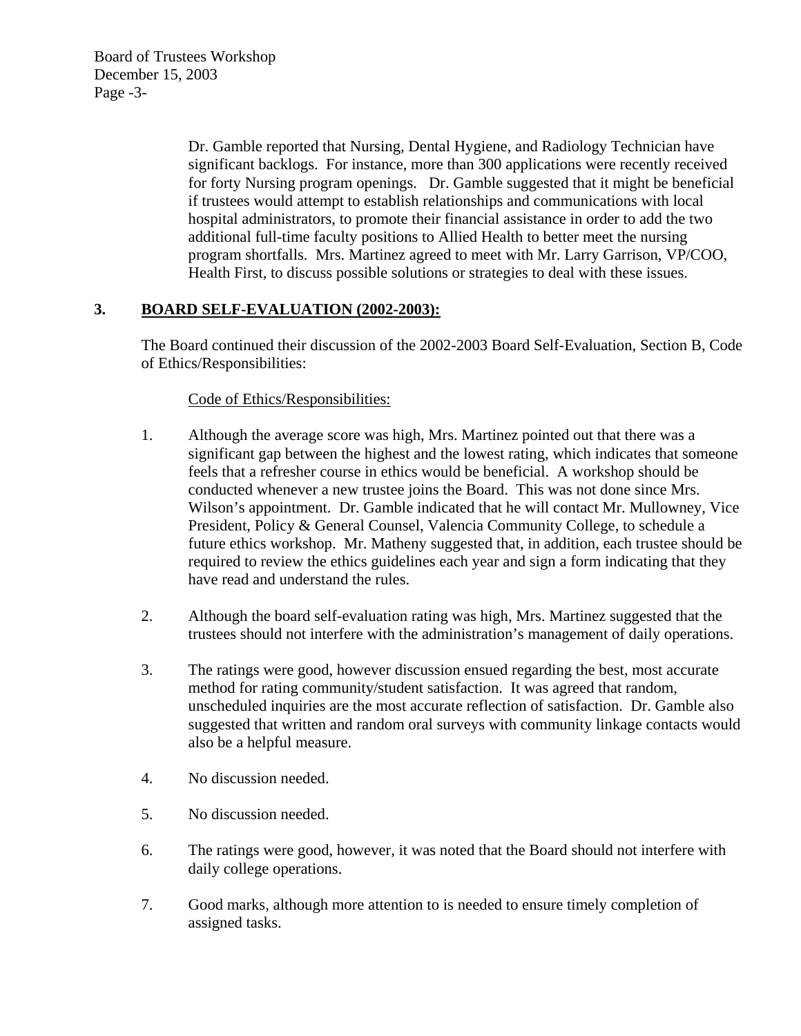Dr. Gamble reported that Nursing, Dental Hygiene, and Radiology Technician have significant backlogs. For instance, more than 300 applications were recently received for forty Nursing program openings. Dr. Gamble suggested that it might be beneficial if trustees would attempt to establish relationships and communications with local hospital administrators, to promote their financial assistance in order to add the two additional full-time faculty positions to Allied Health to better meet the nursing program shortfalls. Mrs. Martinez agreed to meet with Mr. Larry Garrison, VP/COO, Health First, to discuss possible solutions or strategies to deal with these issues.

**3. <u>BOARD SELF-EVALUATION (2002-2003):</u>**

The Board continued their discussion of the 2002-2003 Board Self-Evaluation, Section B, Code of Ethics/Responsibilities:

<u>Code of Ethics/Responsibilities:</u>

1. Although the average score was high, Mrs. Martinez pointed out that there was a significant gap between the highest and the lowest rating, which indicates that someone feels that a refresher course in ethics would be beneficial. A workshop should be conducted whenever a new trustee joins the Board. This was not done since Mrs. Wilson's appointment. Dr. Gamble indicated that he will contact Mr. Mullowney, Vice President, Policy & General Counsel, Valencia Community College, to schedule a future ethics workshop. Mr. Matheny suggested that, in addition, each trustee should be required to review the ethics guidelines each year and sign a form indicating that they have read and understand the rules.

2. Although the board self-evaluation rating was high, Mrs. Martinez suggested that the trustees should not interfere with the administration's management of daily operations.

3. The ratings were good, however discussion ensued regarding the best, most accurate method for rating community/student satisfaction. It was agreed that random, unscheduled inquiries are the most accurate reflection of satisfaction. Dr. Gamble also suggested that written and random oral surveys with community linkage contacts would also be a helpful measure.

4. No discussion needed.

5. No discussion needed.

6. The ratings were good, however, it was noted that the Board should not interfere with daily college operations.

7. Good marks, although more attention to is needed to ensure timely completion of assigned tasks.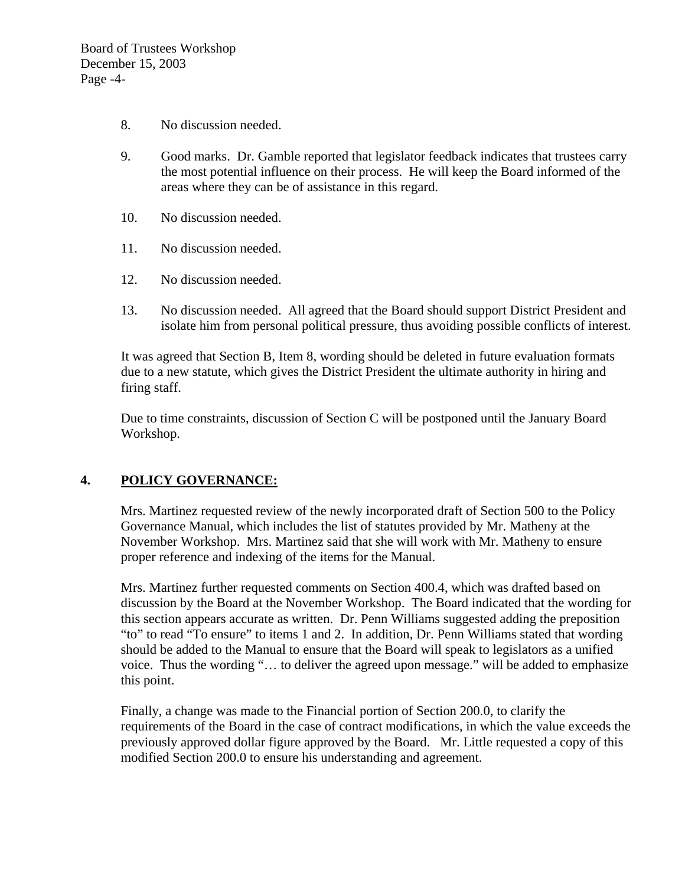8. No discussion needed.

9. Good marks. Dr. Gamble reported that legislator feedback indicates that trustees carry the most potential influence on their process. He will keep the Board informed of the areas where they can be of assistance in this regard.

10. No discussion needed.

11. No discussion needed.

12. No discussion needed.

13. No discussion needed. All agreed that the Board should support District President and isolate him from personal political pressure, thus avoiding possible conflicts of interest.

It was agreed that Section B, Item 8, wording should be deleted in future evaluation formats due to a new statute, which gives the District President the ultimate authority in hiring and firing staff.

Due to time constraints, discussion of Section C will be postponed until the January Board Workshop.

## 4. <u>POLICY GOVERNANCE:</u>

Mrs. Martinez requested review of the newly incorporated draft of Section 500 to the Policy Governance Manual, which includes the list of statutes provided by Mr. Matheny at the November Workshop. Mrs. Martinez said that she will work with Mr. Matheny to ensure proper reference and indexing of the items for the Manual.

Mrs. Martinez further requested comments on Section 400.4, which was drafted based on discussion by the Board at the November Workshop. The Board indicated that the wording for this section appears accurate as written. Dr. Penn Williams suggested adding the preposition "to" to read "To ensure" to items 1 and 2. In addition, Dr. Penn Williams stated that wording should be added to the Manual to ensure that the Board will speak to legislators as a unified voice. Thus the wording "… to deliver the agreed upon message." will be added to emphasize this point.

Finally, a change was made to the Financial portion of Section 200.0, to clarify the requirements of the Board in the case of contract modifications, in which the value exceeds the previously approved dollar figure approved by the Board. Mr. Little requested a copy of this modified Section 200.0 to ensure his understanding and agreement.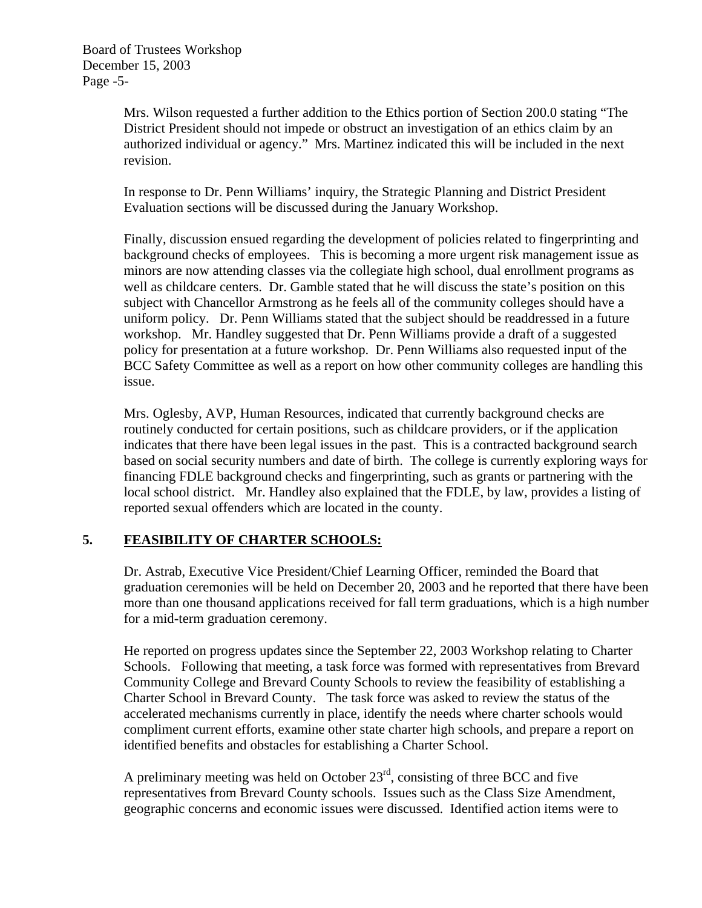Mrs. Wilson requested a further addition to the Ethics portion of Section 200.0 stating "The District President should not impede or obstruct an investigation of an ethics claim by an authorized individual or agency." Mrs. Martinez indicated this will be included in the next revision.

In response to Dr. Penn Williams' inquiry, the Strategic Planning and District President Evaluation sections will be discussed during the January Workshop.

Finally, discussion ensued regarding the development of policies related to fingerprinting and background checks of employees. This is becoming a more urgent risk management issue as minors are now attending classes via the collegiate high school, dual enrollment programs as well as childcare centers. Dr. Gamble stated that he will discuss the state's position on this subject with Chancellor Armstrong as he feels all of the community colleges should have a uniform policy. Dr. Penn Williams stated that the subject should be readdressed in a future workshop. Mr. Handley suggested that Dr. Penn Williams provide a draft of a suggested policy for presentation at a future workshop. Dr. Penn Williams also requested input of the BCC Safety Committee as well as a report on how other community colleges are handling this issue.

Mrs. Oglesby, AVP, Human Resources, indicated that currently background checks are routinely conducted for certain positions, such as childcare providers, or if the application indicates that there have been legal issues in the past. This is a contracted background search based on social security numbers and date of birth. The college is currently exploring ways for financing FDLE background checks and fingerprinting, such as grants or partnering with the local school district. Mr. Handley also explained that the FDLE, by law, provides a listing of reported sexual offenders which are located in the county.

## 5. FEASIBILITY OF CHARTER SCHOOLS:

Dr. Astrab, Executive Vice President/Chief Learning Officer, reminded the Board that graduation ceremonies will be held on December 20, 2003 and he reported that there have been more than one thousand applications received for fall term graduations, which is a high number for a mid-term graduation ceremony.

He reported on progress updates since the September 22, 2003 Workshop relating to Charter Schools. Following that meeting, a task force was formed with representatives from Brevard Community College and Brevard County Schools to review the feasibility of establishing a Charter School in Brevard County. The task force was asked to review the status of the accelerated mechanisms currently in place, identify the needs where charter schools would compliment current efforts, examine other state charter high schools, and prepare a report on identified benefits and obstacles for establishing a Charter School.

A preliminary meeting was held on October 23rd, consisting of three BCC and five representatives from Brevard County schools. Issues such as the Class Size Amendment, geographic concerns and economic issues were discussed. Identified action items were to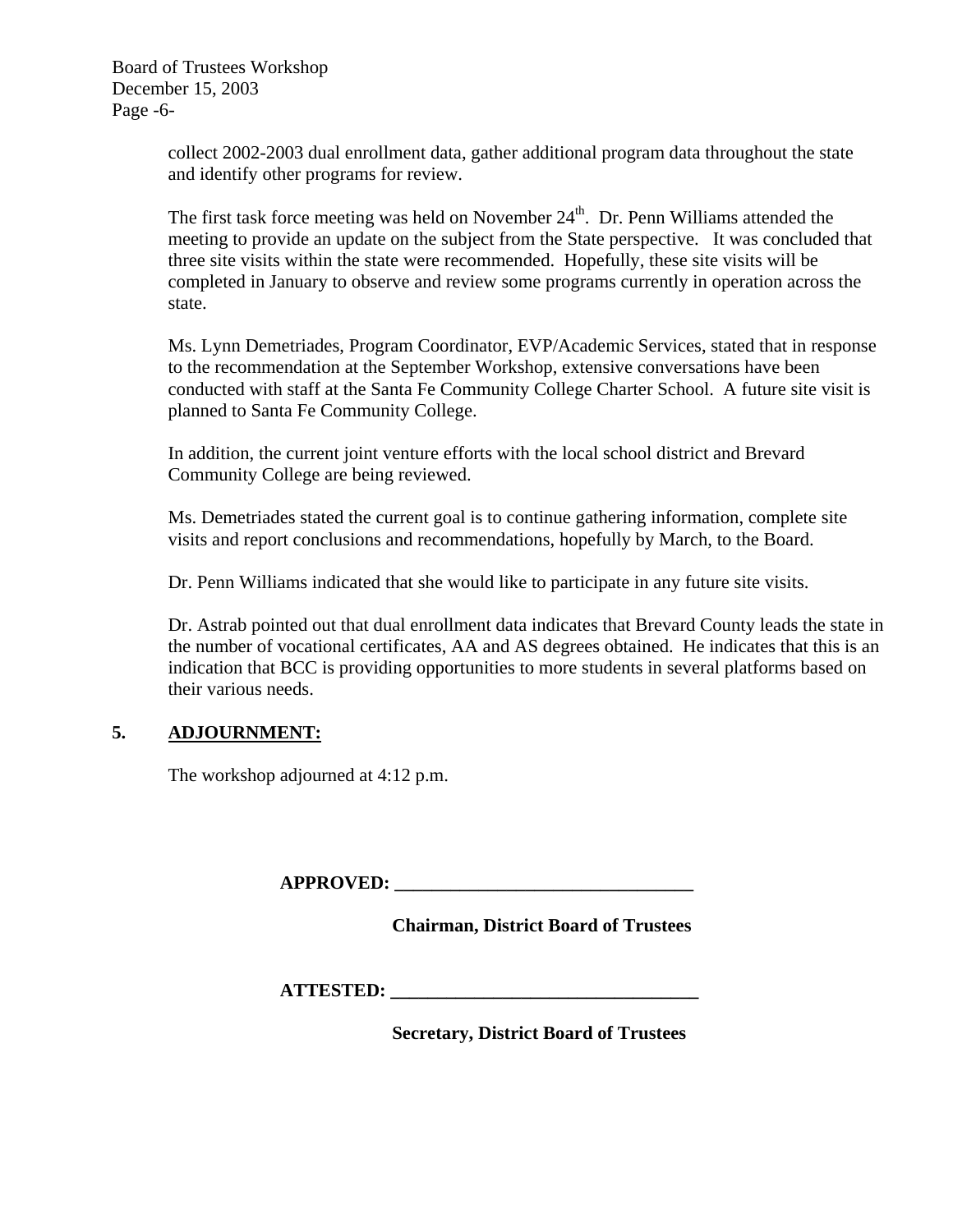collect 2002-2003 dual enrollment data, gather additional program data throughout the state and identify other programs for review.

The first task force meeting was held on November 24th. Dr. Penn Williams attended the meeting to provide an update on the subject from the State perspective. It was concluded that three site visits within the state were recommended. Hopefully, these site visits will be completed in January to observe and review some programs currently in operation across the state.

Ms. Lynn Demetriades, Program Coordinator, EVP/Academic Services, stated that in response to the recommendation at the September Workshop, extensive conversations have been conducted with staff at the Santa Fe Community College Charter School. A future site visit is planned to Santa Fe Community College.

In addition, the current joint venture efforts with the local school district and Brevard Community College are being reviewed.

Ms. Demetriades stated the current goal is to continue gathering information, complete site visits and report conclusions and recommendations, hopefully by March, to the Board.

Dr. Penn Williams indicated that she would like to participate in any future site visits.

Dr. Astrab pointed out that dual enrollment data indicates that Brevard County leads the state in the number of vocational certificates, AA and AS degrees obtained. He indicates that this is an indication that BCC is providing opportunities to more students in several platforms based on their various needs.

**5. ADJOURNMENT:**

The workshop adjourned at 4:12 p.m.

**APPROVED: ________________________________**

**Chairman, District Board of Trustees**

**ATTESTED: ________________________________**

**Secretary, District Board of Trustees**